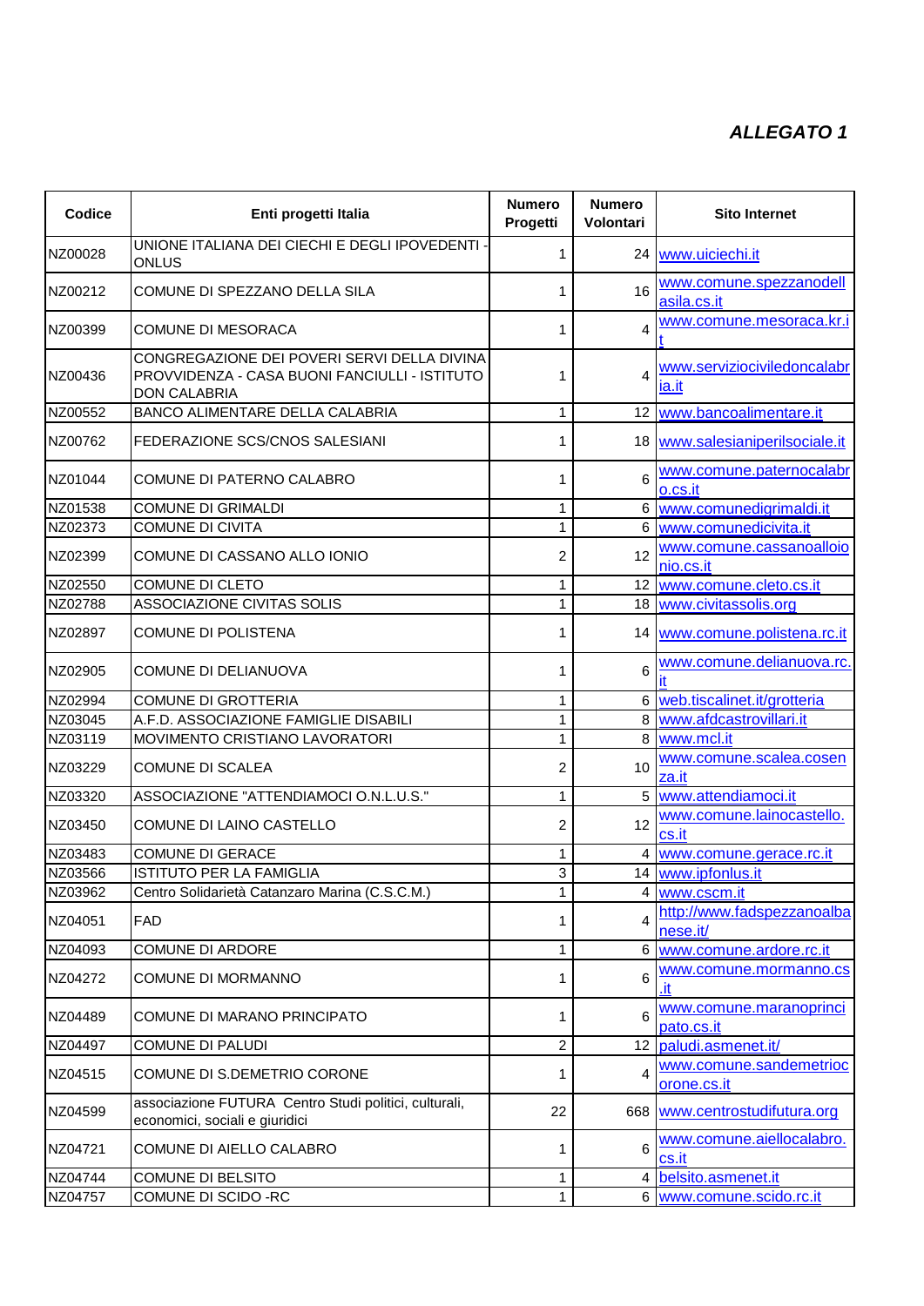***ALLEGATO 1***

| Codice | Enti progetti Italia | Numero Progetti | Numero Volontari | Sito Internet |
|---|---|---|---|---|
| NZ00028 | UNIONE ITALIANA DEI CIECHI E DEGLI IPOVEDENTI - ONLUS | 1 | 24 | www.uiciechi.it |
| NZ00212 | COMUNE DI SPEZZANO DELLA SILA | 1 | 16 | www.comune.spezzanodellasila.cs.it |
| NZ00399 | COMUNE DI MESORACA | 1 | 4 | www.comune.mesoraca.kr.it |
| NZ00436 | CONGREGAZIONE DEI POVERI SERVI DELLA DIVINA PROVVIDENZA - CASA BUONI FANCIULLI - ISTITUTO DON CALABRIA | 1 | 4 | www.serviziociviledoncalabria.it |
| NZ00552 | BANCO ALIMENTARE DELLA CALABRIA | 1 | 12 | www.bancoalimentare.it |
| NZ00762 | FEDERAZIONE SCS/CNOS SALESIANI | 1 | 18 | www.salesianiperilsociale.it |
| NZ01044 | COMUNE DI PATERNO CALABRO | 1 | 6 | www.comune.paternocalabro.cs.it |
| NZ01538 | COMUNE DI GRIMALDI | 1 | 6 | www.comunedigrimaldi.it |
| NZ02373 | COMUNE DI CIVITA | 1 | 6 | www.comunedicivita.it |
| NZ02399 | COMUNE DI CASSANO ALLO IONIO | 2 | 12 | www.comune.cassanoalloionio.cs.it |
| NZ02550 | COMUNE DI CLETO | 1 | 12 | www.comune.cleto.cs.it |
| NZ02788 | ASSOCIAZIONE CIVITAS SOLIS | 1 | 18 | www.civitassolis.org |
| NZ02897 | COMUNE DI POLISTENA | 1 | 14 | www.comune.polistena.rc.it |
| NZ02905 | COMUNE DI DELIANUOVA | 1 | 6 | www.comune.delianuova.rc.it |
| NZ02994 | COMUNE DI GROTTERIA | 1 | 6 | web.tiscalinet.it/grotteria |
| NZ03045 | A.F.D. ASSOCIAZIONE FAMIGLIE DISABILI | 1 | 8 | www.afdcastrovillari.it |
| NZ03119 | MOVIMENTO CRISTIANO LAVORATORI | 1 | 8 | www.mcl.it |
| NZ03229 | COMUNE DI SCALEA | 2 | 10 | www.comune.scalea.cosenza.it |
| NZ03320 | ASSOCIAZIONE "ATTENDIAMOCI O.N.L.U.S." | 1 | 5 | www.attendiamoci.it |
| NZ03450 | COMUNE DI LAINO CASTELLO | 2 | 12 | www.comune.lainocastello.cs.it |
| NZ03483 | COMUNE DI GERACE | 1 | 4 | www.comune.gerace.rc.it |
| NZ03566 | ISTITUTO PER LA FAMIGLIA | 3 | 14 | www.ipfonlus.it |
| NZ03962 | Centro Solidarietà Catanzaro Marina (C.S.C.M.) | 1 | 4 | www.cscm.it |
| NZ04051 | FAD | 1 | 4 | http://www.fadspezzanoalbanese.it/ |
| NZ04093 | COMUNE DI ARDORE | 1 | 6 | www.comune.ardore.rc.it |
| NZ04272 | COMUNE DI MORMANNO | 1 | 6 | www.comune.mormanno.cs.it |
| NZ04489 | COMUNE DI MARANO PRINCIPATO | 1 | 6 | www.comune.maranoprincipato.cs.it |
| NZ04497 | COMUNE DI PALUDI | 2 | 12 | paludi.asmenet.it/ |
| NZ04515 | COMUNE DI S.DEMETRIO CORONE | 1 | 4 | www.comune.sandemetriocorone.cs.it |
| NZ04599 | associazione FUTURA Centro Studi politici, culturali, economici, sociali e giuridici | 22 | 668 | www.centrostudifutura.org |
| NZ04721 | COMUNE DI AIELLO CALABRO | 1 | 6 | www.comune.aiellocalabro.cs.it |
| NZ04744 | COMUNE DI BELSITO | 1 | 4 | belsito.asmenet.it |
| NZ04757 | COMUNE DI SCIDO -RC | 1 | 6 | www.comune.scido.rc.it |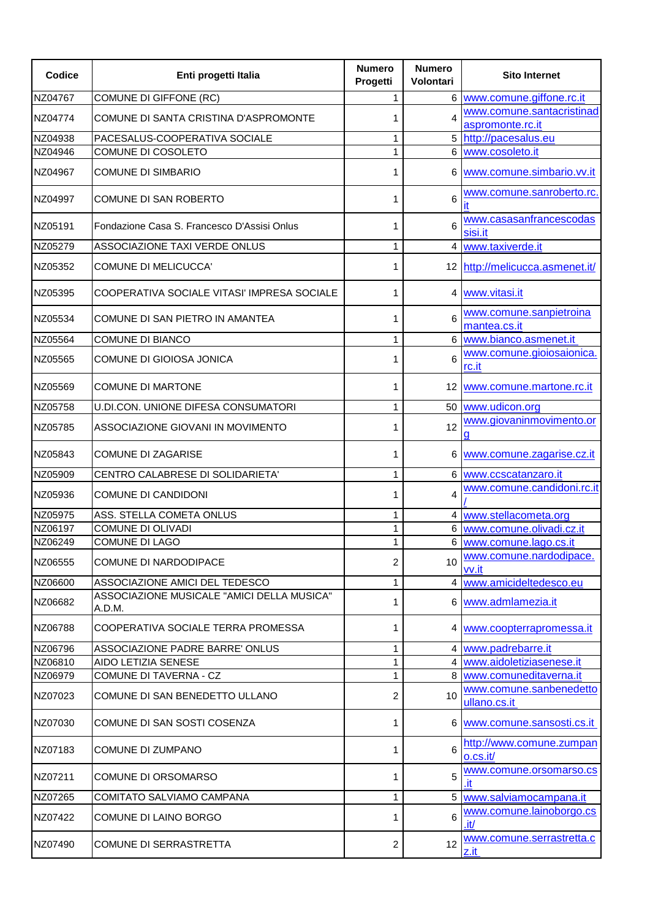| Codice | Enti progetti Italia | Numero Progetti | Numero Volontari | Sito Internet |
|---|---|---|---|---|
| NZ04767 | COMUNE DI GIFFONE (RC) | 1 | 6 | www.comune.giffone.rc.it |
| NZ04774 | COMUNE DI SANTA CRISTINA D'ASPROMONTE | 1 | 4 | www.comune.santacristinadaspromonte.rc.it |
| NZ04938 | PACESALUS-COOPERATIVA SOCIALE | 1 | 5 | http://pacesalus.eu |
| NZ04946 | COMUNE DI COSOLETO | 1 | 6 | www.cosoleto.it |
| NZ04967 | COMUNE DI SIMBARIO | 1 | 6 | www.comune.simbario.vv.it |
| NZ04997 | COMUNE DI SAN ROBERTO | 1 | 6 | www.comune.sanroberto.rc.it |
| NZ05191 | Fondazione Casa S. Francesco D'Assisi Onlus | 1 | 6 | www.casasanfrancescodassisi.it |
| NZ05279 | ASSOCIAZIONE TAXI VERDE ONLUS | 1 | 4 | www.taxiverde.it |
| NZ05352 | COMUNE DI MELICUCCA' | 1 | 12 | http://melicucca.asmenet.it/ |
| NZ05395 | COOPERATIVA SOCIALE VITASI' IMPRESA SOCIALE | 1 | 4 | www.vitasi.it |
| NZ05534 | COMUNE DI SAN PIETRO IN AMANTEA | 1 | 6 | www.comune.sanpietroinamantea.cs.it |
| NZ05564 | COMUNE DI BIANCO | 1 | 6 | www.bianco.asmenet.it |
| NZ05565 | COMUNE DI GIOIOSA JONICA | 1 | 6 | www.comune.gioiosaionica.rc.it |
| NZ05569 | COMUNE DI MARTONE | 1 | 12 | www.comune.martone.rc.it |
| NZ05758 | U.DI.CON. UNIONE DIFESA CONSUMATORI | 1 | 50 | www.udicon.org |
| NZ05785 | ASSOCIAZIONE GIOVANI IN MOVIMENTO | 1 | 12 | www.giovaninmovimento.org |
| NZ05843 | COMUNE DI ZAGARISE | 1 | 6 | www.comune.zagarise.cz.it |
| NZ05909 | CENTRO CALABRESE DI SOLIDARIETA' | 1 | 6 | www.ccscatanzaro.it |
| NZ05936 | COMUNE DI CANDIDONI | 1 | 4 | www.comune.candidoni.rc.it/ |
| NZ05975 | ASS. STELLA COMETA ONLUS | 1 | 4 | www.stellacometa.org |
| NZ06197 | COMUNE DI OLIVADI | 1 | 6 | www.comune.olivadi.cz.it |
| NZ06249 | COMUNE DI LAGO | 1 | 6 | www.comune.lago.cs.it |
| NZ06555 | COMUNE DI NARDODIPACE | 2 | 10 | www.comune.nardodipace.vv.it |
| NZ06600 | ASSOCIAZIONE AMICI DEL TEDESCO | 1 | 4 | www.amicideltedesco.eu |
| NZ06682 | ASSOCIAZIONE MUSICALE "AMICI DELLA MUSICA" A.D.M. | 1 | 6 | www.admlamezia.it |
| NZ06788 | COOPERATIVA SOCIALE TERRA PROMESSA | 1 | 4 | www.coopterrapromessa.it |
| NZ06796 | ASSOCIAZIONE PADRE BARRE' ONLUS | 1 | 4 | www.padrebarre.it |
| NZ06810 | AIDO LETIZIA SENESE | 1 | 4 | www.aidoletiziasenese.it |
| NZ06979 | COMUNE DI TAVERNA - CZ | 1 | 8 | www.comuneditaverna.it |
| NZ07023 | COMUNE DI SAN BENEDETTO ULLANO | 2 | 10 | www.comune.sanbenedettoullano.cs.it |
| NZ07030 | COMUNE DI SAN SOSTI COSENZA | 1 | 6 | www.comune.sansosti.cs.it |
| NZ07183 | COMUNE DI ZUMPANO | 1 | 6 | http://www.comune.zumpano.cs.it/ |
| NZ07211 | COMUNE DI ORSOMARSO | 1 | 5 | www.comune.orsomarso.cs.it |
| NZ07265 | COMITATO SALVIAMO CAMPANA | 1 | 5 | www.salviamocampana.it |
| NZ07422 | COMUNE DI LAINO BORGO | 1 | 6 | www.comune.lainoborgo.cs.it/ |
| NZ07490 | COMUNE DI SERRASTRETTA | 2 | 12 | www.comune.serrastretta.cz.it |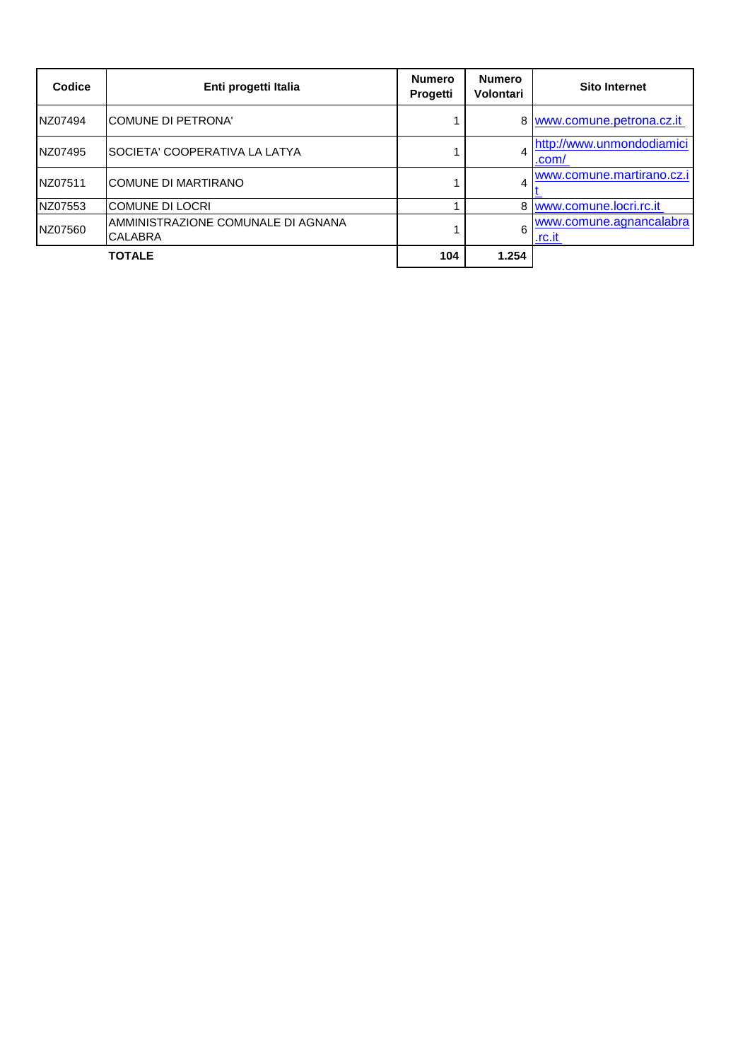| Codice | Enti progetti Italia | Numero Progetti | Numero Volontari | Sito Internet |
|---|---|---|---|---|
| NZ07494 | COMUNE DI PETRONA' | 1 | 8 | www.comune.petrona.cz.it |
| NZ07495 | SOCIETA' COOPERATIVA LA LATYA | 1 | 4 | http://www.unmondodiamici.com/ |
| NZ07511 | COMUNE DI MARTIRANO | 1 | 4 | www.comune.martirano.cz.it |
| NZ07553 | COMUNE DI LOCRI | 1 | 8 | www.comune.locri.rc.it |
| NZ07560 | AMMINISTRAZIONE COMUNALE DI AGNANA CALABRA | 1 | 6 | www.comune.agnancalabra.rc.it |
| | **TOTALE** | **104** | **1.254** | |